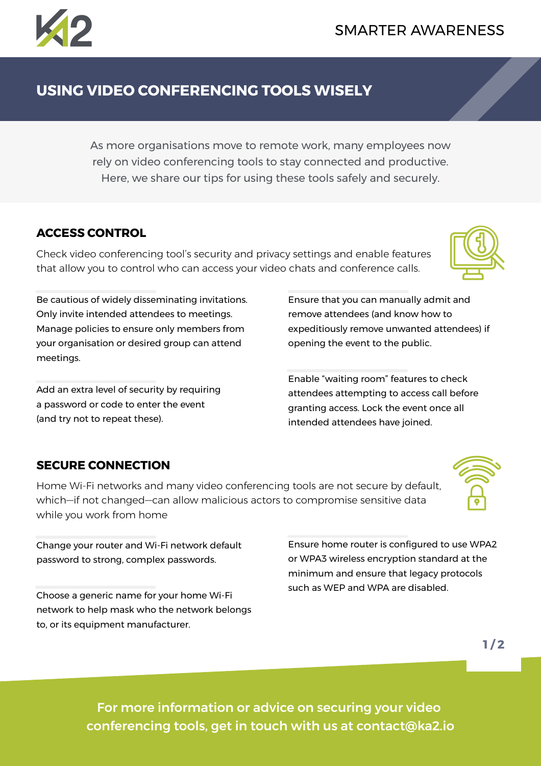SMARTER AWARENESS

# USING VIDEO CONFERENCING TOOLS WISELY

As more organisations move to remote work, many employees now rely on video conferencing tools to stay connected and productive. Here, we share our tips for using these tools safely and securely.

## ACCESS CONTROL

Check video conferencing tool's security and privacy settings and enable features that allow you to control who can access your video chats and conference calls.

Be cautious of widely disseminating invitations. Only invite intended attendees to meetings. Manage policies to ensure only members from your organisation or desired group can attend meetings.

Add an extra level of security by requiring a password or code to enter the event (and try not to repeat these).

Ensure that you can manually admit and remove attendees (and know how to expeditiously remove unwanted attendees) if opening the event to the public.

Enable "waiting room" features to check attendees attempting to access call before granting access. Lock the event once all intended attendees have joined.

## SECURE CONNECTION

Home Wi-Fi networks and many video conferencing tools are not secure by default, which—if not changed—can allow malicious actors to compromise sensitive data while you work from home

Change your router and Wi-Fi network default password to strong, complex passwords.

Choose a generic name for your home Wi-Fi network to help mask who the network belongs to, or its equipment manufacturer.

Ensure home router is configured to use WPA2 or WPA3 wireless encryption standard at the minimum and ensure that legacy protocols such as WEP and WPA are disabled.

**For more information or advice on securing your video conferencing tools, get in touch with us at contact@ka2.io**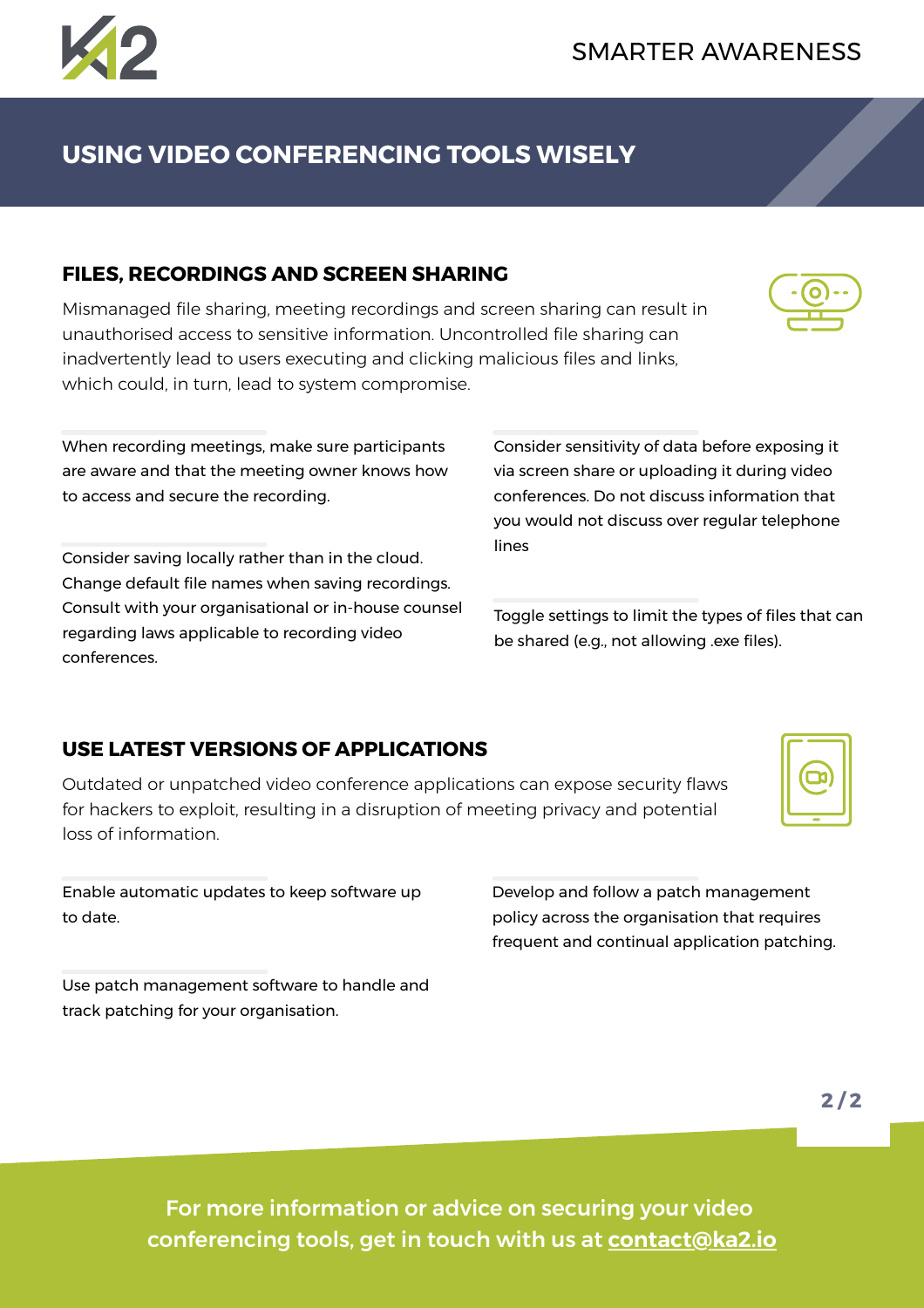SMARTER AWARENESS

# USING VIDEO CONFERENCING TOOLS WISELY

## FILES, RECORDINGS AND SCREEN SHARING

Mismanaged file sharing, meeting recordings and screen sharing can result in unauthorised access to sensitive information. Uncontrolled file sharing can inadvertently lead to users executing and clicking malicious files and links, which could, in turn, lead to system compromise.

When recording meetings, make sure participants are aware and that the meeting owner knows how to access and secure the recording.

Consider saving locally rather than in the cloud. Change default file names when saving recordings. Consult with your organisational or in-house counsel regarding laws applicable to recording video conferences.

Consider sensitivity of data before exposing it via screen share or uploading it during video conferences. Do not discuss information that you would not discuss over regular telephone lines

Toggle settings to limit the types of files that can be shared (e.g., not allowing .exe files).

## USE LATEST VERSIONS OF APPLICATIONS

Outdated or unpatched video conference applications can expose security flaws for hackers to exploit, resulting in a disruption of meeting privacy and potential loss of information.

Enable automatic updates to keep software up to date.

Use patch management software to handle and track patching for your organisation.

Develop and follow a patch management policy across the organisation that requires frequent and continual application patching.

**For more information or advice on securing your video conferencing tools, get in touch with us at contact@ka2.io**